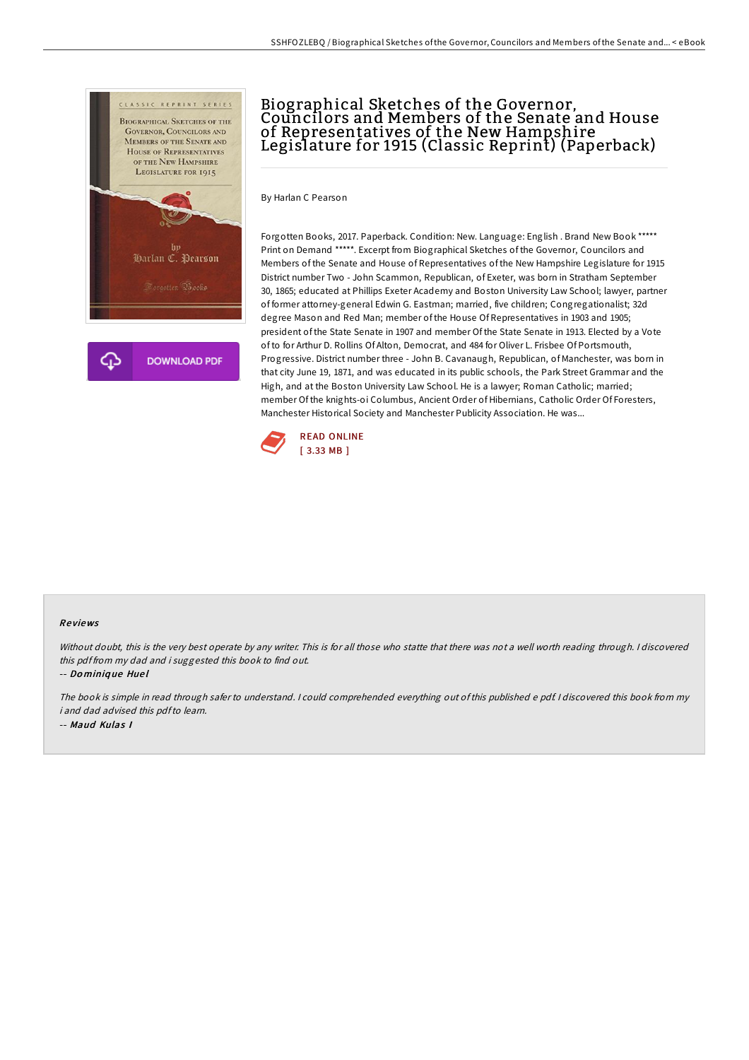# Biographical Sketches of the Governor, Councilors and Members of the Senate and House of Representatives of the New Hampshire Legislature for 1915 (Classic Reprint) (Paperback)

By Harlan C Pearson

Forgotten Books, 2017. Paperback. Condition: New. Language: English . Brand New Book ***** Print on Demand *****. Excerpt from Biographical Sketches of the Governor, Councilors and Members of the Senate and House of Representatives of the New Hampshire Legislature for 1915 District number Two - John Scammon, Republican, of Exeter, was born in Stratham September 30, 1865; educated at Phillips Exeter Academy and Boston University Law School; lawyer, partner of former attorney-general Edwin G. Eastman; married, five children; Congregationalist; 32d degree Mason and Red Man; member of the House Of Representatives in 1903 and 1905; president of the State Senate in 1907 and member Of the State Senate in 1913. Elected by a Vote of to for Arthur D. Rollins Of Alton, Democrat, and 484 for Oliver L. Frisbee Of Portsmouth, Progressive. District number three - John B. Cavanaugh, Republican, of Manchester, was born in that city June 19, 1871, and was educated in its public schools, the Park Street Grammar and the High, and at the Boston University Law School. He is a lawyer; Roman Catholic; married; member Of the knights-oi Columbus, Ancient Order of Hibernians, Catholic Order Of Foresters, Manchester Historical Society and Manchester Publicity Association. He was...

READ ONLINE
[ 3.33 MB ]

DOWNLOAD PDF

### Reviews

*Without doubt, this is the very best operate by any writer. This is for all those who statte that there was not a well worth reading through. I discovered this pdf from my dad and i suggested this book to find out.*

-- ***Dominique Huel***

*The book is simple in read through safer to understand. I could comprehended everything out of this published e pdf. I discovered this book from my i and dad advised this pdf to learn.*

-- ***Maud Kulas I***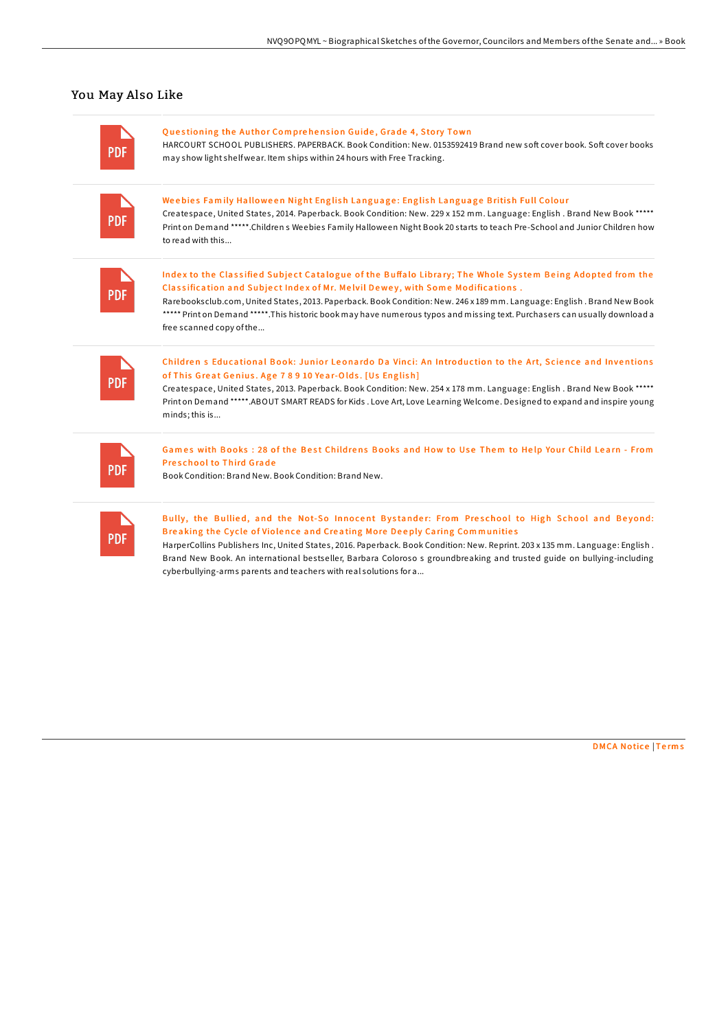## You May Also Like

**Questioning the Author Comprehension Guide, Grade 4, Story Town**

HARCOURT SCHOOL PUBLISHERS. PAPERBACK. Book Condition: New. 0153592419 Brand new soft cover book. Soft cover books may show light shelf wear. Item ships within 24 hours with Free Tracking.

**Weebies Family Halloween Night English Language: English Language British Full Colour**

Createspace, United States, 2014. Paperback. Book Condition: New. 229 x 152 mm. Language: English . Brand New Book ***** Print on Demand *****.Children s Weebies Family Halloween Night Book 20 starts to teach Pre-School and Junior Children how to read with this...

**Index to the Classified Subject Catalogue of the Buffalo Library; The Whole System Being Adopted from the Classification and Subject Index of Mr. Melvil Dewey, with Some Modifications .**

Rarebooksclub.com, United States, 2013. Paperback. Book Condition: New. 246 x 189 mm. Language: English . Brand New Book ***** Print on Demand *****.This historic book may have numerous typos and missing text. Purchasers can usually download a free scanned copy of the...

**Children s Educational Book: Junior Leonardo Da Vinci: An Introduction to the Art, Science and Inventions of This Great Genius. Age 7 8 9 10 Year-Olds. [Us English]**

Createspace, United States, 2013. Paperback. Book Condition: New. 254 x 178 mm. Language: English . Brand New Book ***** Print on Demand *****.ABOUT SMART READS for Kids . Love Art, Love Learning Welcome. Designed to expand and inspire young minds; this is...

**Games with Books : 28 of the Best Childrens Books and How to Use Them to Help Your Child Learn - From Preschool to Third Grade**

Book Condition: Brand New. Book Condition: Brand New.

**Bully, the Bullied, and the Not-So Innocent Bystander: From Preschool to High School and Beyond: Breaking the Cycle of Violence and Creating More Deeply Caring Communities**

HarperCollins Publishers Inc, United States, 2016. Paperback. Book Condition: New. Reprint. 203 x 135 mm. Language: English . Brand New Book. An international bestseller, Barbara Coloroso s groundbreaking and trusted guide on bullying-including cyberbullying-arms parents and teachers with real solutions for a...

DMCA Notice | Terms